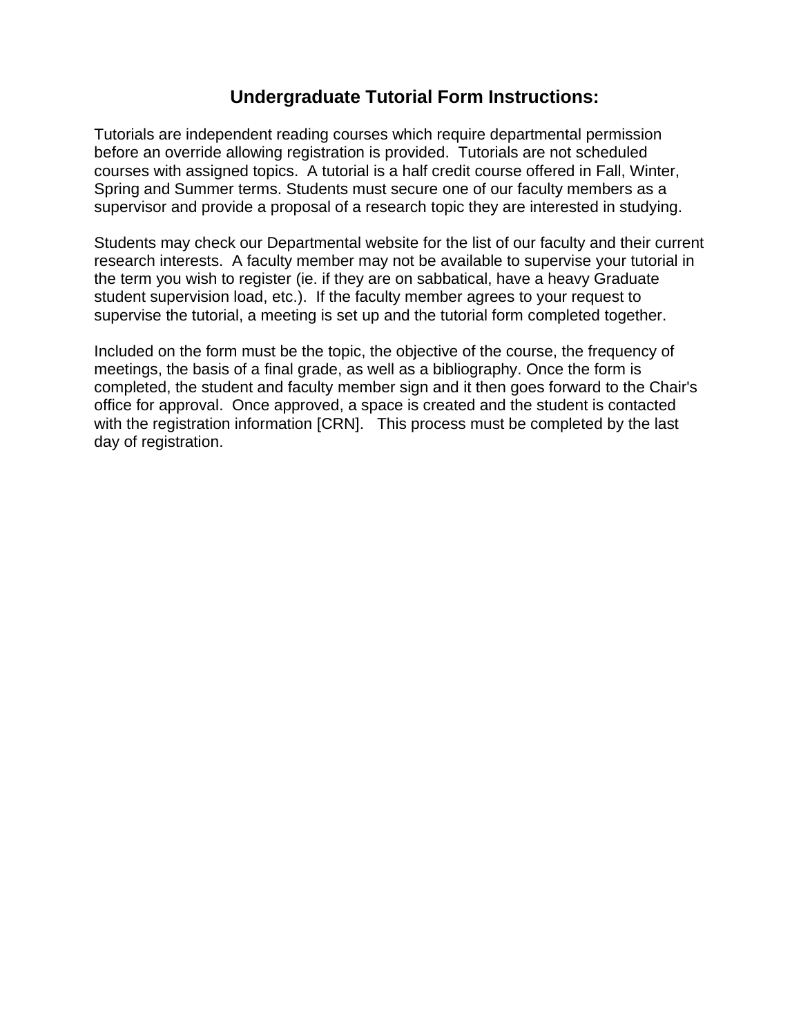# Undergraduate Tutorial Form Instructions:

Tutorials are independent reading courses which require departmental permission before an override allowing registration is provided. Tutorials are not scheduled courses with assigned topics. A tutorial is a half credit course offered in Fall, Winter, Spring and Summer terms. Students must secure one of our faculty members as a supervisor and provide a proposal of a research topic they are interested in studying.

Students may check our Departmental website for the list of our faculty and their current research interests. A faculty member may not be available to supervise your tutorial in the term you wish to register (ie. if they are on sabbatical, have a heavy Graduate student supervision load, etc.). If the faculty member agrees to your request to supervise the tutorial, a meeting is set up and the tutorial form completed together.

Included on the form must be the topic, the objective of the course, the frequency of meetings, the basis of a final grade, as well as a bibliography. Once the form is completed, the student and faculty member sign and it then goes forward to the Chair's office for approval. Once approved, a space is created and the student is contacted with the registration information [CRN]. This process must be completed by the last day of registration.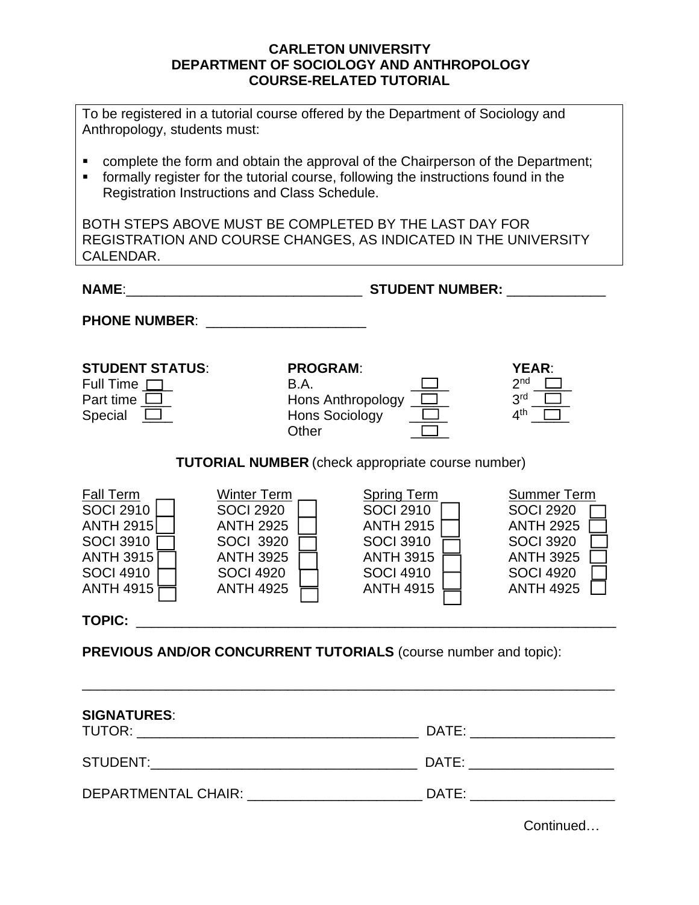**CARLETON UNIVERSITY**
**DEPARTMENT OF SOCIOLOGY AND ANTHROPOLOGY**
**COURSE-RELATED TUTORIAL**

To be registered in a tutorial course offered by the Department of Sociology and Anthropology, students must:

- complete the form and obtain the approval of the Chairperson of the Department;
- formally register for the tutorial course, following the instructions found in the Registration Instructions and Class Schedule.

BOTH STEPS ABOVE MUST BE COMPLETED BY THE LAST DAY FOR REGISTRATION AND COURSE CHANGES, AS INDICATED IN THE UNIVERSITY CALENDAR.

**NAME**:_______________________________ **STUDENT NUMBER:** _____________

**PHONE NUMBER**: _____________________

| **STUDENT STATUS**: | **PROGRAM**: | **YEAR**: |
|---|---|---|
| Full Time ☐ | B.A. ☐ | 2nd ☐ |
| Part time ☐ | Hons Anthropology ☐ | 3rd ☐ |
| Special ☐ | Hons Sociology ☐ | 4th ☐ |
| | Other ☐ | |

**TUTORIAL NUMBER** (check appropriate course number)

| Fall Term | Winter Term | Spring Term | Summer Term |
|---|---|---|---|
| SOCI 2910 ☐ | SOCI 2920 ☐ | SOCI 2910 ☐ | SOCI 2920 ☐ |
| ANTH 2915 ☐ | ANTH 2925 ☐ | ANTH 2915 ☐ | ANTH 2925 ☐ |
| SOCI 3910 ☐ | SOCI 3920 ☐ | SOCI 3910 ☐ | SOCI 3920 ☐ |
| ANTH 3915 ☐ | ANTH 3925 ☐ | ANTH 3915 ☐ | ANTH 3925 ☐ |
| SOCI 4910 ☐ | SOCI 4920 ☐ | SOCI 4910 ☐ | SOCI 4920 ☐ |
| ANTH 4915 ☐ | ANTH 4925 ☐ | ANTH 4915 ☐ | ANTH 4925 ☐ |

**TOPIC:** _______________________________________________________________

**PREVIOUS AND/OR CONCURRENT TUTORIALS** (course number and topic):

_____________________________________________________________________

**SIGNATURES**:

TUTOR: ____________________________________ DATE: __________________

STUDENT:___________________________________ DATE: __________________

DEPARTMENTAL CHAIR: ______________________ DATE: __________________

Continued…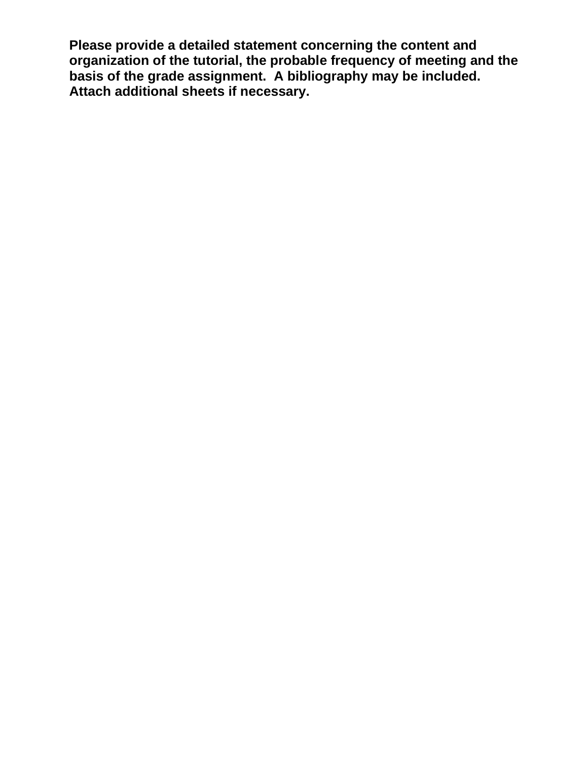**Please provide a detailed statement concerning the content and organization of the tutorial, the probable frequency of meeting and the basis of the grade assignment. A bibliography may be included. Attach additional sheets if necessary.**